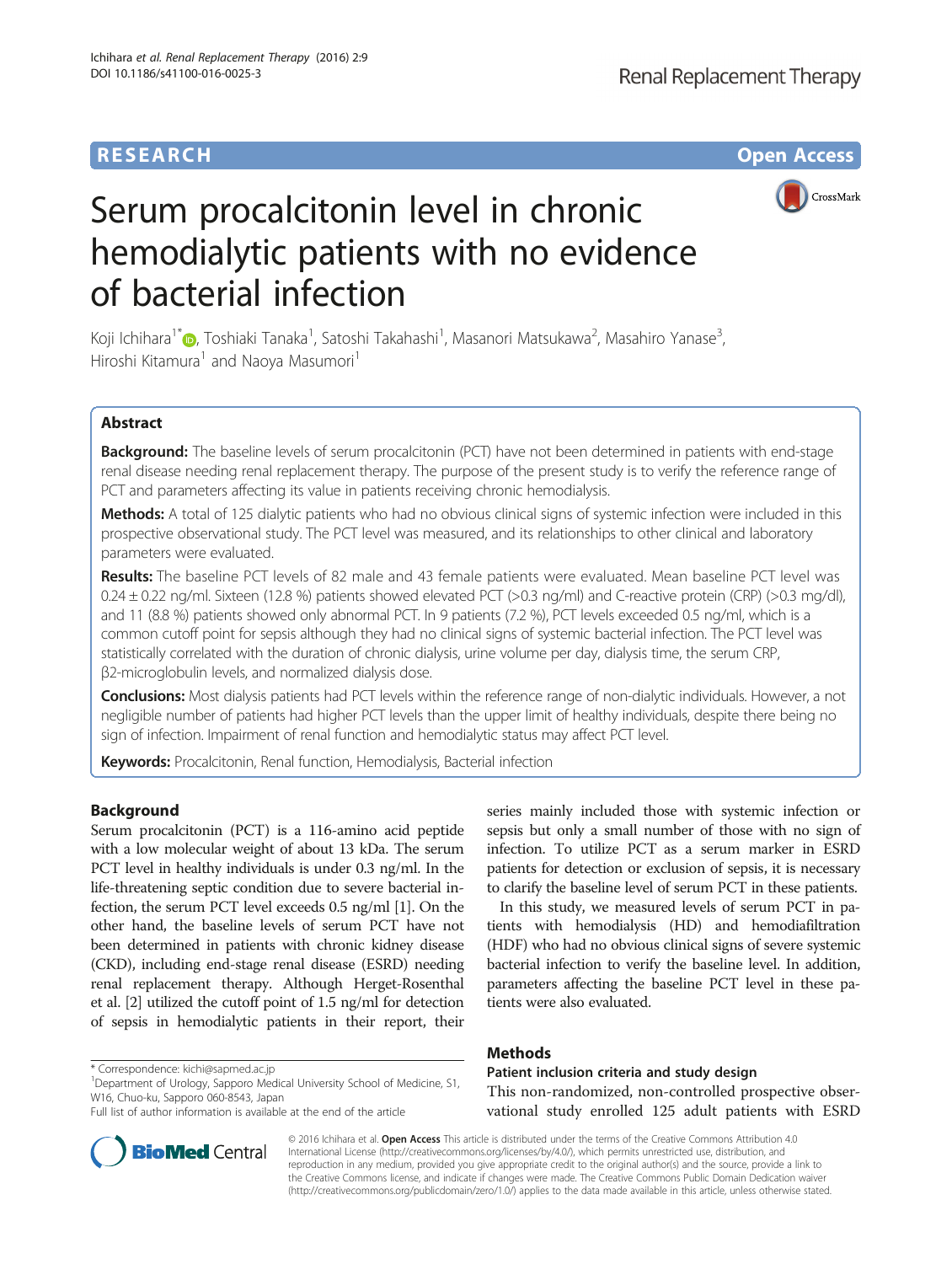**RESEARCH** **Open Access**

# Serum procalcitonin level in chronic hemodialytic patients with no evidence of bacterial infection

Koji Ichihara[1*], Toshiaki Tanaka[1], Satoshi Takahashi[1], Masanori Matsukawa[2], Masahiro Yanase[3], Hiroshi Kitamura[1] and Naoya Masumori[1]

## Abstract

**Background:** The baseline levels of serum procalcitonin (PCT) have not been determined in patients with end-stage renal disease needing renal replacement therapy. The purpose of the present study is to verify the reference range of PCT and parameters affecting its value in patients receiving chronic hemodialysis.

**Methods:** A total of 125 dialytic patients who had no obvious clinical signs of systemic infection were included in this prospective observational study. The PCT level was measured, and its relationships to other clinical and laboratory parameters were evaluated.

**Results:** The baseline PCT levels of 82 male and 43 female patients were evaluated. Mean baseline PCT level was 0.24 ± 0.22 ng/ml. Sixteen (12.8 %) patients showed elevated PCT (>0.3 ng/ml) and C-reactive protein (CRP) (>0.3 mg/dl), and 11 (8.8 %) patients showed only abnormal PCT. In 9 patients (7.2 %), PCT levels exceeded 0.5 ng/ml, which is a common cutoff point for sepsis although they had no clinical signs of systemic bacterial infection. The PCT level was statistically correlated with the duration of chronic dialysis, urine volume per day, dialysis time, the serum CRP, β2-microglobulin levels, and normalized dialysis dose.

**Conclusions:** Most dialysis patients had PCT levels within the reference range of non-dialytic individuals. However, a not negligible number of patients had higher PCT levels than the upper limit of healthy individuals, despite there being no sign of infection. Impairment of renal function and hemodialytic status may affect PCT level.

**Keywords:** Procalcitonin, Renal function, Hemodialysis, Bacterial infection

## Background

Serum procalcitonin (PCT) is a 116-amino acid peptide with a low molecular weight of about 13 kDa. The serum PCT level in healthy individuals is under 0.3 ng/ml. In the life-threatening septic condition due to severe bacterial infection, the serum PCT level exceeds 0.5 ng/ml [1]. On the other hand, the baseline levels of serum PCT have not been determined in patients with chronic kidney disease (CKD), including end-stage renal disease (ESRD) needing renal replacement therapy. Although Herget-Rosenthal et al. [2] utilized the cutoff point of 1.5 ng/ml for detection of sepsis in hemodialytic patients in their report, their series mainly included those with systemic infection or sepsis but only a small number of those with no sign of infection. To utilize PCT as a serum marker in ESRD patients for detection or exclusion of sepsis, it is necessary to clarify the baseline level of serum PCT in these patients.

In this study, we measured levels of serum PCT in patients with hemodialysis (HD) and hemodiafiltration (HDF) who had no obvious clinical signs of severe systemic bacterial infection to verify the baseline level. In addition, parameters affecting the baseline PCT level in these patients were also evaluated.

## Methods

### Patient inclusion criteria and study design

This non-randomized, non-controlled prospective observational study enrolled 125 adult patients with ESRD

\* Correspondence: kichi@sapmed.ac.jp
[1]Department of Urology, Sapporo Medical University School of Medicine, S1, W16, Chuo-ku, Sapporo 060-8543, Japan
Full list of author information is available at the end of the article

© 2016 Ichihara et al. **Open Access** This article is distributed under the terms of the Creative Commons Attribution 4.0 International License (http://creativecommons.org/licenses/by/4.0/), which permits unrestricted use, distribution, and reproduction in any medium, provided you give appropriate credit to the original author(s) and the source, provide a link to the Creative Commons license, and indicate if changes were made. The Creative Commons Public Domain Dedication waiver (http://creativecommons.org/publicdomain/zero/1.0/) applies to the data made available in this article, unless otherwise stated.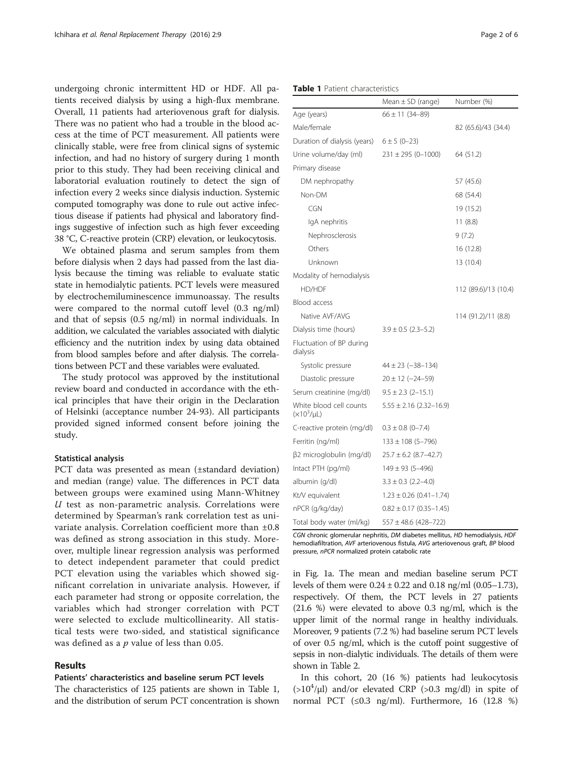undergoing chronic intermittent HD or HDF. All patients received dialysis by using a high-flux membrane. Overall, 11 patients had arteriovenous graft for dialysis. There was no patient who had a trouble in the blood access at the time of PCT measurement. All patients were clinically stable, were free from clinical signs of systemic infection, and had no history of surgery during 1 month prior to this study. They had been receiving clinical and laboratorial evaluation routinely to detect the sign of infection every 2 weeks since dialysis induction. Systemic computed tomography was done to rule out active infectious disease if patients had physical and laboratory findings suggestive of infection such as high fever exceeding 38 °C, C-reactive protein (CRP) elevation, or leukocytosis.

We obtained plasma and serum samples from them before dialysis when 2 days had passed from the last dialysis because the timing was reliable to evaluate static state in hemodialytic patients. PCT levels were measured by electrochemiluminescence immunoassay. The results were compared to the normal cutoff level (0.3 ng/ml) and that of sepsis (0.5 ng/ml) in normal individuals. In addition, we calculated the variables associated with dialytic efficiency and the nutrition index by using data obtained from blood samples before and after dialysis. The correlations between PCT and these variables were evaluated.

The study protocol was approved by the institutional review board and conducted in accordance with the ethical principles that have their origin in the Declaration of Helsinki (acceptance number 24-93). All participants provided signed informed consent before joining the study.

### Statistical analysis

PCT data was presented as mean (±standard deviation) and median (range) value. The differences in PCT data between groups were examined using Mann-Whitney *U* test as non-parametric analysis. Correlations were determined by Spearman's rank correlation test as univariate analysis. Correlation coefficient more than ±0.8 was defined as strong association in this study. Moreover, multiple linear regression analysis was performed to detect independent parameter that could predict PCT elevation using the variables which showed significant correlation in univariate analysis. However, if each parameter had strong or opposite correlation, the variables which had stronger correlation with PCT were selected to exclude multicollinearity. All statistical tests were two-sided, and statistical significance was defined as a *p* value of less than 0.05.

## Results

### Patients' characteristics and baseline serum PCT levels

The characteristics of 125 patients are shown in Table 1, and the distribution of serum PCT concentration is shown in Fig. 1a. The mean and median baseline serum PCT levels of them were 0.24 ± 0.22 and 0.18 ng/ml (0.05–1.73), respectively. Of them, the PCT levels in 27 patients (21.6 %) were elevated to above 0.3 ng/ml, which is the upper limit of the normal range in healthy individuals. Moreover, 9 patients (7.2 %) had baseline serum PCT levels of over 0.5 ng/ml, which is the cutoff point suggestive of sepsis in non-dialytic individuals. The details of them were shown in Table 2.

In this cohort, 20 (16 %) patients had leukocytosis ($>10^4$/μl) and/or elevated CRP (>0.3 mg/dl) in spite of normal PCT (≤0.3 ng/ml). Furthermore, 16 (12.8 %)

**Table 1** Patient characteristics

| | Mean ± SD (range) | Number (%) |
|---|---|---|
| Age (years) | 66 ± 11 (34–89) | |
| Male/female | | 82 (65.6)/43 (34.4) |
| Duration of dialysis (years) | 6 ± 5 (0–23) | |
| Urine volume/day (ml) | 231 ± 295 (0–1000) | 64 (51.2) |
| Primary disease | | |
| DM nephropathy | | 57 (45.6) |
| Non-DM | | 68 (54.4) |
| CGN | | 19 (15.2) |
| IgA nephritis | | 11 (8.8) |
| Nephrosclerosis | | 9 (7.2) |
| Others | | 16 (12.8) |
| Unknown | | 13 (10.4) |
| Modality of hemodialysis | | |
| HD/HDF | | 112 (89.6)/13 (10.4) |
| Blood access | | |
| Native AVF/AVG | | 114 (91.2)/11 (8.8) |
| Dialysis time (hours) | 3.9 ± 0.5 (2.3–5.2) | |
| Fluctuation of BP during dialysis | | |
| Systolic pressure | 44 ± 23 (−38–134) | |
| Diastolic pressure | 20 ± 12 (−24–59) | |
| Serum creatinine (mg/dl) | 9.5 ± 2.3 (2–15.1) | |
| White blood cell counts ($\times10^3$/μL) | 5.55 ± 2.16 (2.32–16.9) | |
| C-reactive protein (mg/dl) | 0.3 ± 0.8 (0–7.4) | |
| Ferritin (ng/ml) | 133 ± 108 (5–796) | |
| β2 microglobulin (mg/dl) | 25.7 ± 6.2 (8.7–42.7) | |
| Intact PTH (pg/ml) | 149 ± 93 (5–496) | |
| albumin (g/dl) | 3.3 ± 0.3 (2.2–4.0) | |
| Kt/V equivalent | 1.23 ± 0.26 (0.41–1.74) | |
| nPCR (g/kg/day) | 0.82 ± 0.17 (0.35–1.45) | |
| Total body water (ml/kg) | 557 ± 48.6 (428–722) | |

*CGN* chronic glomerular nephritis, *DM* diabetes mellitus, *HD* hemodialysis, *HDF* hemodiafiltration, *AVF* arteriovenous fistula, *AVG* arteriovenous graft, *BP* blood pressure, *nPCR* normalized protein catabolic rate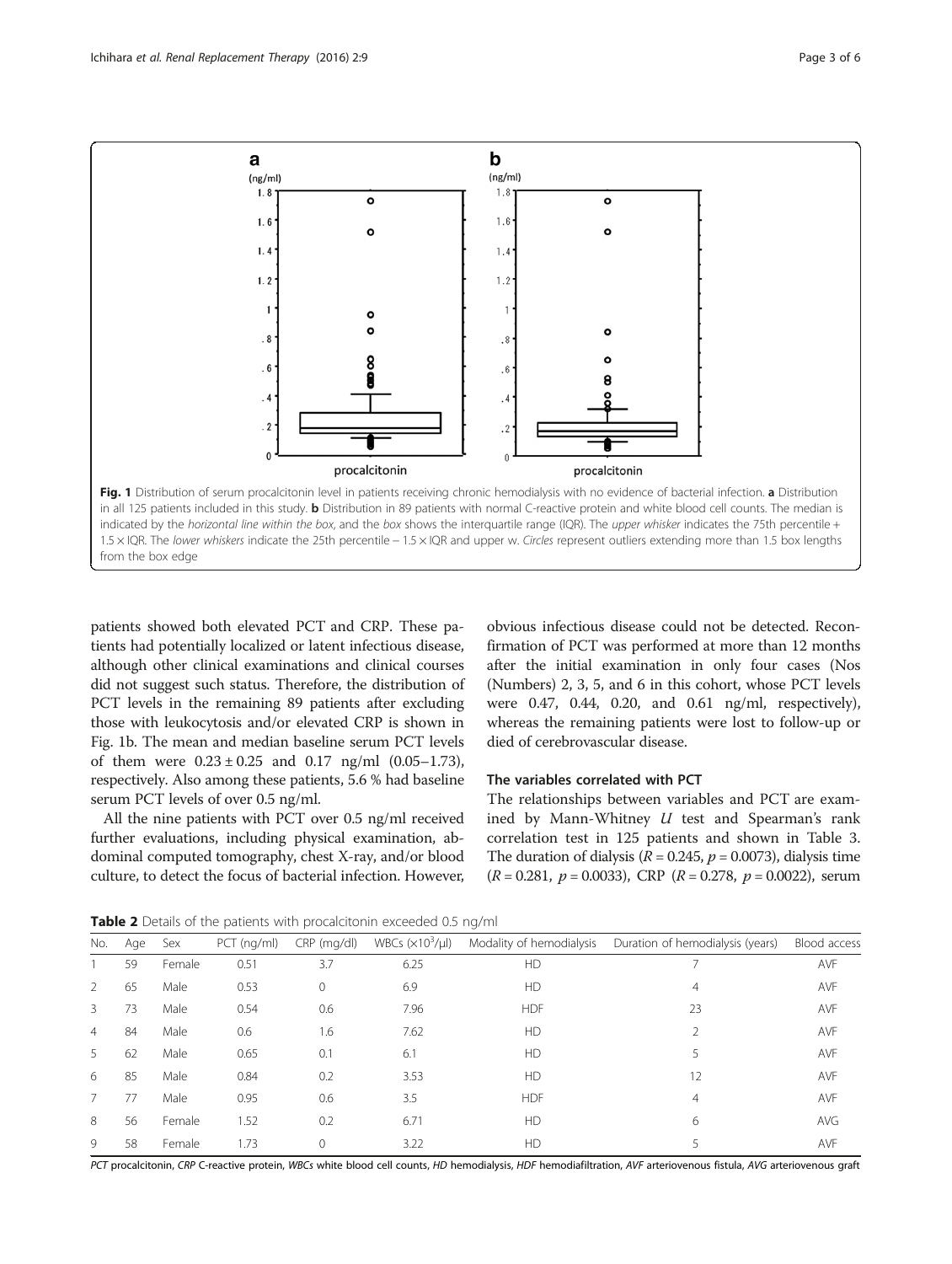Fig. 1 Distribution of serum procalcitonin level in patients receiving chronic hemodialysis with no evidence of bacterial infection. **a** Distribution in all 125 patients included in this study. **b** Distribution in 89 patients with normal C-reactive protein and white blood cell counts. The median is indicated by the *horizontal line within the box*, and the *box* shows the interquartile range (IQR). The *upper whisker* indicates the 75th percentile + 1.5 × IQR. The *lower whiskers* indicate the 25th percentile − 1.5 × IQR and upper w. *Circles* represent outliers extending more than 1.5 box lengths from the box edge

patients showed both elevated PCT and CRP. These patients had potentially localized or latent infectious disease, although other clinical examinations and clinical courses did not suggest such status. Therefore, the distribution of PCT levels in the remaining 89 patients after excluding those with leukocytosis and/or elevated CRP is shown in Fig. 1b. The mean and median baseline serum PCT levels of them were 0.23 ± 0.25 and 0.17 ng/ml (0.05–1.73), respectively. Also among these patients, 5.6 % had baseline serum PCT levels of over 0.5 ng/ml.

All the nine patients with PCT over 0.5 ng/ml received further evaluations, including physical examination, abdominal computed tomography, chest X-ray, and/or blood culture, to detect the focus of bacterial infection. However, obvious infectious disease could not be detected. Reconfirmation of PCT was performed at more than 12 months after the initial examination in only four cases (Nos (Numbers) 2, 3, 5, and 6 in this cohort, whose PCT levels were 0.47, 0.44, 0.20, and 0.61 ng/ml, respectively), whereas the remaining patients were lost to follow-up or died of cerebrovascular disease.

### The variables correlated with PCT

The relationships between variables and PCT are examined by Mann-Whitney *U* test and Spearman's rank correlation test in 125 patients and shown in Table 3. The duration of dialysis ($R = 0.245$, $p = 0.0073$), dialysis time ($R = 0.281$, $p = 0.0033$), CRP ($R = 0.278$, $p = 0.0022$), serum

**Table 2** Details of the patients with procalcitonin exceeded 0.5 ng/ml

| No. | Age | Sex | PCT (ng/ml) | CRP (mg/dl) | WBCs ($\times 10^3$/μl) | Modality of hemodialysis | Duration of hemodialysis (years) | Blood access |
|---|---|---|---|---|---|---|---|---|
| 1 | 59 | Female | 0.51 | 3.7 | 6.25 | HD | 7 | AVF |
| 2 | 65 | Male | 0.53 | 0 | 6.9 | HD | 4 | AVF |
| 3 | 73 | Male | 0.54 | 0.6 | 7.96 | HDF | 23 | AVF |
| 4 | 84 | Male | 0.6 | 1.6 | 7.62 | HD | 2 | AVF |
| 5 | 62 | Male | 0.65 | 0.1 | 6.1 | HD | 5 | AVF |
| 6 | 85 | Male | 0.84 | 0.2 | 3.53 | HD | 12 | AVF |
| 7 | 77 | Male | 0.95 | 0.6 | 3.5 | HDF | 4 | AVF |
| 8 | 56 | Female | 1.52 | 0.2 | 6.71 | HD | 6 | AVG |
| 9 | 58 | Female | 1.73 | 0 | 3.22 | HD | 5 | AVF |

*PCT* procalcitonin, *CRP* C-reactive protein, *WBCs* white blood cell counts, *HD* hemodialysis, *HDF* hemodiafiltration, *AVF* arteriovenous fistula, *AVG* arteriovenous graft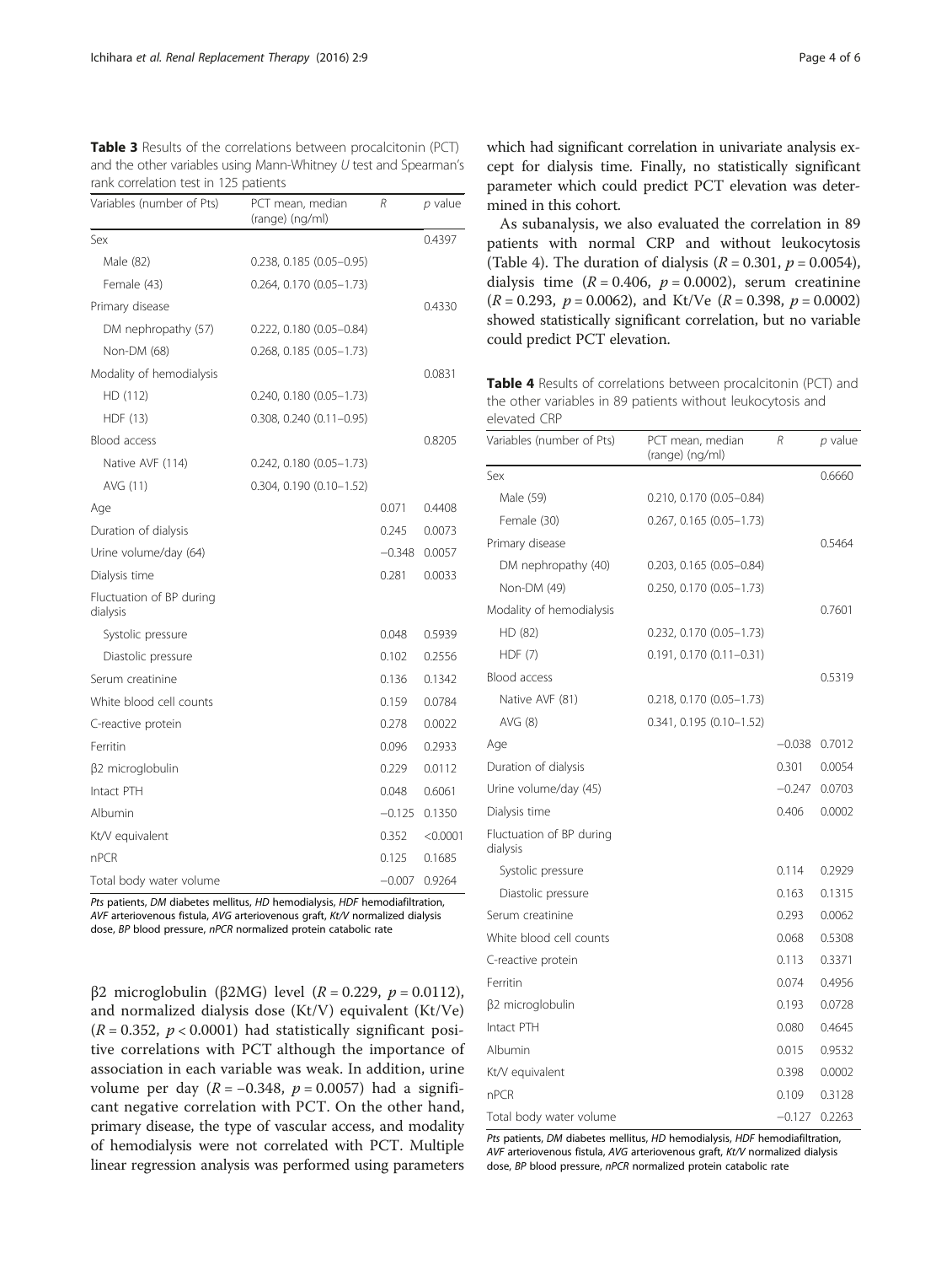**Table 3** Results of the correlations between procalcitonin (PCT) and the other variables using Mann-Whitney *U* test and Spearman's rank correlation test in 125 patients

| Variables (number of Pts) | PCT mean, median (range) (ng/ml) | *R* | *p* value |
|---|---|---|---|
| Sex | | | 0.4397 |
| Male (82) | 0.238, 0.185 (0.05–0.95) | | |
| Female (43) | 0.264, 0.170 (0.05–1.73) | | |
| Primary disease | | | 0.4330 |
| DM nephropathy (57) | 0.222, 0.180 (0.05–0.84) | | |
| Non-DM (68) | 0.268, 0.185 (0.05–1.73) | | |
| Modality of hemodialysis | | | 0.0831 |
| HD (112) | 0.240, 0.180 (0.05–1.73) | | |
| HDF (13) | 0.308, 0.240 (0.11–0.95) | | |
| Blood access | | | 0.8205 |
| Native AVF (114) | 0.242, 0.180 (0.05–1.73) | | |
| AVG (11) | 0.304, 0.190 (0.10–1.52) | | |
| Age | | 0.071 | 0.4408 |
| Duration of dialysis | | 0.245 | 0.0073 |
| Urine volume/day (64) | | −0.348 | 0.0057 |
| Dialysis time | | 0.281 | 0.0033 |
| Fluctuation of BP during dialysis | | | |
| Systolic pressure | | 0.048 | 0.5939 |
| Diastolic pressure | | 0.102 | 0.2556 |
| Serum creatinine | | 0.136 | 0.1342 |
| White blood cell counts | | 0.159 | 0.0784 |
| C-reactive protein | | 0.278 | 0.0022 |
| Ferritin | | 0.096 | 0.2933 |
| β2 microglobulin | | 0.229 | 0.0112 |
| Intact PTH | | 0.048 | 0.6061 |
| Albumin | | −0.125 | 0.1350 |
| Kt/V equivalent | | 0.352 | <0.0001 |
| nPCR | | 0.125 | 0.1685 |
| Total body water volume | | −0.007 | 0.9264 |

*Pts* patients, *DM* diabetes mellitus, *HD* hemodialysis, *HDF* hemodiafiltration, *AVF* arteriovenous fistula, *AVG* arteriovenous graft, *Kt/V* normalized dialysis dose, *BP* blood pressure, *nPCR* normalized protein catabolic rate

β2 microglobulin (β2MG) level ($R = 0.229$, $p = 0.0112$), and normalized dialysis dose (Kt/V) equivalent (Kt/Ve) ($R = 0.352$, $p < 0.0001$) had statistically significant positive correlations with PCT although the importance of association in each variable was weak. In addition, urine volume per day ($R = -0.348$, $p = 0.0057$) had a significant negative correlation with PCT. On the other hand, primary disease, the type of vascular access, and modality of hemodialysis were not correlated with PCT. Multiple linear regression analysis was performed using parameters which had significant correlation in univariate analysis except for dialysis time. Finally, no statistically significant parameter which could predict PCT elevation was determined in this cohort.

As subanalysis, we also evaluated the correlation in 89 patients with normal CRP and without leukocytosis (Table 4). The duration of dialysis ($R = 0.301$, $p = 0.0054$), dialysis time ($R = 0.406$, $p = 0.0002$), serum creatinine ($R = 0.293$, $p = 0.0062$), and Kt/Ve ($R = 0.398$, $p = 0.0002$) showed statistically significant correlation, but no variable could predict PCT elevation.

**Table 4** Results of correlations between procalcitonin (PCT) and the other variables in 89 patients without leukocytosis and elevated CRP

| Variables (number of Pts) | PCT mean, median (range) (ng/ml) | *R* | *p* value |
|---|---|---|---|
| Sex | | | 0.6660 |
| Male (59) | 0.210, 0.170 (0.05–0.84) | | |
| Female (30) | 0.267, 0.165 (0.05–1.73) | | |
| Primary disease | | | 0.5464 |
| DM nephropathy (40) | 0.203, 0.165 (0.05–0.84) | | |
| Non-DM (49) | 0.250, 0.170 (0.05–1.73) | | |
| Modality of hemodialysis | | | 0.7601 |
| HD (82) | 0.232, 0.170 (0.05–1.73) | | |
| HDF (7) | 0.191, 0.170 (0.11–0.31) | | |
| Blood access | | | 0.5319 |
| Native AVF (81) | 0.218, 0.170 (0.05–1.73) | | |
| AVG (8) | 0.341, 0.195 (0.10–1.52) | | |
| Age | | −0.038 | 0.7012 |
| Duration of dialysis | | 0.301 | 0.0054 |
| Urine volume/day (45) | | −0.247 | 0.0703 |
| Dialysis time | | 0.406 | 0.0002 |
| Fluctuation of BP during dialysis | | | |
| Systolic pressure | | 0.114 | 0.2929 |
| Diastolic pressure | | 0.163 | 0.1315 |
| Serum creatinine | | 0.293 | 0.0062 |
| White blood cell counts | | 0.068 | 0.5308 |
| C-reactive protein | | 0.113 | 0.3371 |
| Ferritin | | 0.074 | 0.4956 |
| β2 microglobulin | | 0.193 | 0.0728 |
| Intact PTH | | 0.080 | 0.4645 |
| Albumin | | 0.015 | 0.9532 |
| Kt/V equivalent | | 0.398 | 0.0002 |
| nPCR | | 0.109 | 0.3128 |
| Total body water volume | | −0.127 | 0.2263 |

*Pts* patients, *DM* diabetes mellitus, *HD* hemodialysis, *HDF* hemodiafiltration, *AVF* arteriovenous fistula, *AVG* arteriovenous graft, *Kt/V* normalized dialysis dose, *BP* blood pressure, *nPCR* normalized protein catabolic rate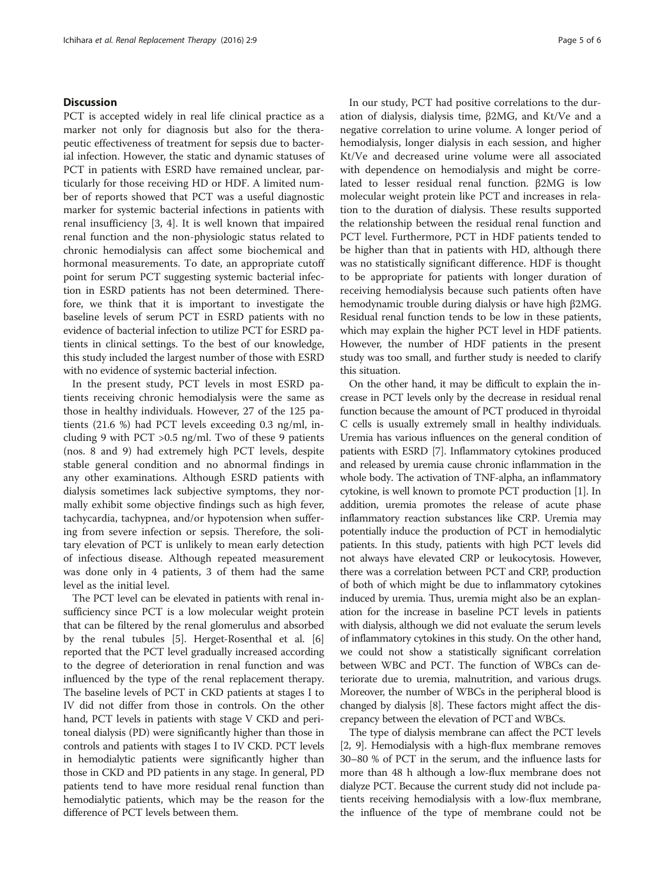## Discussion

PCT is accepted widely in real life clinical practice as a marker not only for diagnosis but also for the therapeutic effectiveness of treatment for sepsis due to bacterial infection. However, the static and dynamic statuses of PCT in patients with ESRD have remained unclear, particularly for those receiving HD or HDF. A limited number of reports showed that PCT was a useful diagnostic marker for systemic bacterial infections in patients with renal insufficiency [3, 4]. It is well known that impaired renal function and the non-physiologic status related to chronic hemodialysis can affect some biochemical and hormonal measurements. To date, an appropriate cutoff point for serum PCT suggesting systemic bacterial infection in ESRD patients has not been determined. Therefore, we think that it is important to investigate the baseline levels of serum PCT in ESRD patients with no evidence of bacterial infection to utilize PCT for ESRD patients in clinical settings. To the best of our knowledge, this study included the largest number of those with ESRD with no evidence of systemic bacterial infection.

In the present study, PCT levels in most ESRD patients receiving chronic hemodialysis were the same as those in healthy individuals. However, 27 of the 125 patients (21.6 %) had PCT levels exceeding 0.3 ng/ml, including 9 with PCT >0.5 ng/ml. Two of these 9 patients (nos. 8 and 9) had extremely high PCT levels, despite stable general condition and no abnormal findings in any other examinations. Although ESRD patients with dialysis sometimes lack subjective symptoms, they normally exhibit some objective findings such as high fever, tachycardia, tachypnea, and/or hypotension when suffering from severe infection or sepsis. Therefore, the solitary elevation of PCT is unlikely to mean early detection of infectious disease. Although repeated measurement was done only in 4 patients, 3 of them had the same level as the initial level.

The PCT level can be elevated in patients with renal insufficiency since PCT is a low molecular weight protein that can be filtered by the renal glomerulus and absorbed by the renal tubules [5]. Herget-Rosenthal et al. [6] reported that the PCT level gradually increased according to the degree of deterioration in renal function and was influenced by the type of the renal replacement therapy. The baseline levels of PCT in CKD patients at stages I to IV did not differ from those in controls. On the other hand, PCT levels in patients with stage V CKD and peritoneal dialysis (PD) were significantly higher than those in controls and patients with stages I to IV CKD. PCT levels in hemodialytic patients were significantly higher than those in CKD and PD patients in any stage. In general, PD patients tend to have more residual renal function than hemodialytic patients, which may be the reason for the difference of PCT levels between them.

In our study, PCT had positive correlations to the duration of dialysis, dialysis time, β2MG, and Kt/Ve and a negative correlation to urine volume. A longer period of hemodialysis, longer dialysis in each session, and higher Kt/Ve and decreased urine volume were all associated with dependence on hemodialysis and might be correlated to lesser residual renal function. β2MG is low molecular weight protein like PCT and increases in relation to the duration of dialysis. These results supported the relationship between the residual renal function and PCT level. Furthermore, PCT in HDF patients tended to be higher than that in patients with HD, although there was no statistically significant difference. HDF is thought to be appropriate for patients with longer duration of receiving hemodialysis because such patients often have hemodynamic trouble during dialysis or have high β2MG. Residual renal function tends to be low in these patients, which may explain the higher PCT level in HDF patients. However, the number of HDF patients in the present study was too small, and further study is needed to clarify this situation.

On the other hand, it may be difficult to explain the increase in PCT levels only by the decrease in residual renal function because the amount of PCT produced in thyroidal C cells is usually extremely small in healthy individuals. Uremia has various influences on the general condition of patients with ESRD [7]. Inflammatory cytokines produced and released by uremia cause chronic inflammation in the whole body. The activation of TNF-alpha, an inflammatory cytokine, is well known to promote PCT production [1]. In addition, uremia promotes the release of acute phase inflammatory reaction substances like CRP. Uremia may potentially induce the production of PCT in hemodialytic patients. In this study, patients with high PCT levels did not always have elevated CRP or leukocytosis. However, there was a correlation between PCT and CRP, production of both of which might be due to inflammatory cytokines induced by uremia. Thus, uremia might also be an explanation for the increase in baseline PCT levels in patients with dialysis, although we did not evaluate the serum levels of inflammatory cytokines in this study. On the other hand, we could not show a statistically significant correlation between WBC and PCT. The function of WBCs can deteriorate due to uremia, malnutrition, and various drugs. Moreover, the number of WBCs in the peripheral blood is changed by dialysis [8]. These factors might affect the discrepancy between the elevation of PCT and WBCs.

The type of dialysis membrane can affect the PCT levels [2, 9]. Hemodialysis with a high-flux membrane removes 30–80 % of PCT in the serum, and the influence lasts for more than 48 h although a low-flux membrane does not dialyze PCT. Because the current study did not include patients receiving hemodialysis with a low-flux membrane, the influence of the type of membrane could not be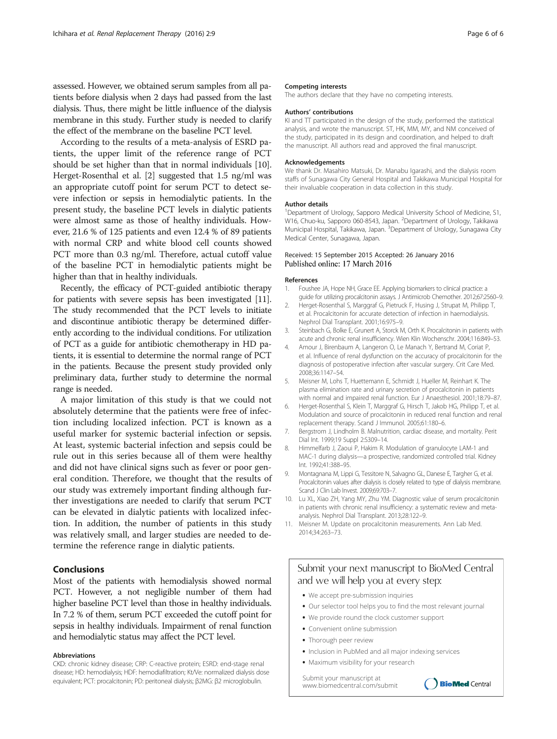assessed. However, we obtained serum samples from all patients before dialysis when 2 days had passed from the last dialysis. Thus, there might be little influence of the dialysis membrane in this study. Further study is needed to clarify the effect of the membrane on the baseline PCT level.

According to the results of a meta-analysis of ESRD patients, the upper limit of the reference range of PCT should be set higher than that in normal individuals [10]. Herget-Rosenthal et al. [2] suggested that 1.5 ng/ml was an appropriate cutoff point for serum PCT to detect severe infection or sepsis in hemodialytic patients. In the present study, the baseline PCT levels in dialytic patients were almost same as those of healthy individuals. However, 21.6 % of 125 patients and even 12.4 % of 89 patients with normal CRP and white blood cell counts showed PCT more than 0.3 ng/ml. Therefore, actual cutoff value of the baseline PCT in hemodialytic patients might be higher than that in healthy individuals.

Recently, the efficacy of PCT-guided antibiotic therapy for patients with severe sepsis has been investigated [11]. The study recommended that the PCT levels to initiate and discontinue antibiotic therapy be determined differently according to the individual conditions. For utilization of PCT as a guide for antibiotic chemotherapy in HD patients, it is essential to determine the normal range of PCT in the patients. Because the present study provided only preliminary data, further study to determine the normal range is needed.

A major limitation of this study is that we could not absolutely determine that the patients were free of infection including localized infection. PCT is known as a useful marker for systemic bacterial infection or sepsis. At least, systemic bacterial infection and sepsis could be rule out in this series because all of them were healthy and did not have clinical signs such as fever or poor general condition. Therefore, we thought that the results of our study was extremely important finding although further investigations are needed to clarify that serum PCT can be elevated in dialytic patients with localized infection. In addition, the number of patients in this study was relatively small, and larger studies are needed to determine the reference range in dialytic patients.

## Conclusions

Most of the patients with hemodialysis showed normal PCT. However, a not negligible number of them had higher baseline PCT level than those in healthy individuals. In 7.2 % of them, serum PCT exceeded the cutoff point for sepsis in healthy individuals. Impairment of renal function and hemodialytic status may affect the PCT level.

#### Abbreviations

CKD: chronic kidney disease; CRP: C-reactive protein; ESRD: end-stage renal disease; HD: hemodialysis; HDF: hemodiafiltration; Kt/Ve: normalized dialysis dose equivalent; PCT: procalcitonin; PD: peritoneal dialysis; β2MG: β2 microglobulin.

#### Competing interests

The authors declare that they have no competing interests.

#### Authors' contributions

KI and TT participated in the design of the study, performed the statistical analysis, and wrote the manuscript. ST, HK, MM, MY, and NM conceived of the study, participated in its design and coordination, and helped to draft the manuscript. All authors read and approved the final manuscript.

#### Acknowledgements

We thank Dr. Masahiro Matsuki, Dr. Manabu Igarashi, and the dialysis room staffs of Sunagawa City General Hospital and Takikawa Municipal Hospital for their invaluable cooperation in data collection in this study.

#### Author details

[1]Department of Urology, Sapporo Medical University School of Medicine, S1, W16, Chuo-ku, Sapporo 060-8543, Japan. [2]Department of Urology, Takikawa Municipal Hospital, Takikawa, Japan. [3]Department of Urology, Sunagawa City Medical Center, Sunagawa, Japan.

Received: 15 September 2015 Accepted: 26 January 2016
Published online: 17 March 2016

#### References

1. Foushee JA, Hope NH, Grace EE. Applying biomarkers to clinical practice: a guide for utilizing procalcitonin assays. J Antimicrob Chemother. 2012;67:2560–9.
2. Herget-Rosenthal S, Marggraf G, Pietruck F, Husing J, Strupat M, Philipp T, et al. Procalcitonin for accurate detection of infection in haemodialysis. Nephrol Dial Transplant. 2001;16:975–9.
3. Steinbach G, Bolke E, Grunert A, Storck M, Orth K. Procalcitonin in patients with acute and chronic renal insufficiency. Wien Klin Wochenschr. 2004;116:849–53.
4. Amour J, Birenbaum A, Langeron O, Le Manach Y, Bertrand M, Coriat P, et al. Influence of renal dysfunction on the accuracy of procalcitonin for the diagnosis of postoperative infection after vascular surgery. Crit Care Med. 2008;36:1147–54.
5. Meisner M, Lohs T, Huettemann E, Schmidt J, Hueller M, Reinhart K. The plasma elimination rate and urinary secretion of procalcitonin in patients with normal and impaired renal function. Eur J Anaesthesiol. 2001;18:79–87.
6. Herget-Rosenthal S, Klein T, Marggraf G, Hirsch T, Jakob HG, Philipp T, et al. Modulation and source of procalcitonin in reduced renal function and renal replacement therapy. Scand J Immunol. 2005;61:180–6.
7. Bergstrom J, Lindholm B. Malnutrition, cardiac disease, and mortality. Perit Dial Int. 1999;19 Suppl 2:S309–14.
8. Himmelfarb J, Zaoui P, Hakim R. Modulation of granulocyte LAM-1 and MAC-1 during dialysis—a prospective, randomized controlled trial. Kidney Int. 1992;41:388–95.
9. Montagnana M, Lippi G, Tessitore N, Salvagno GL, Danese E, Targher G, et al. Procalcitonin values after dialysis is closely related to type of dialysis membrane. Scand J Clin Lab Invest. 2009;69:703–7.
10. Lu XL, Xiao ZH, Yang MY, Zhu YM. Diagnostic value of serum procalcitonin in patients with chronic renal insufficiency: a systematic review and meta-analysis. Nephrol Dial Transplant. 2013;28:122–9.
11. Meisner M. Update on procalcitonin measurements. Ann Lab Med. 2014;34:263–73.

Submit your next manuscript to BioMed Central and we will help you at every step:

- We accept pre-submission inquiries
- Our selector tool helps you to find the most relevant journal
- We provide round the clock customer support
- Convenient online submission
- Thorough peer review
- Inclusion in PubMed and all major indexing services
- Maximum visibility for your research

Submit your manuscript at
www.biomedcentral.com/submit

BioMed Central